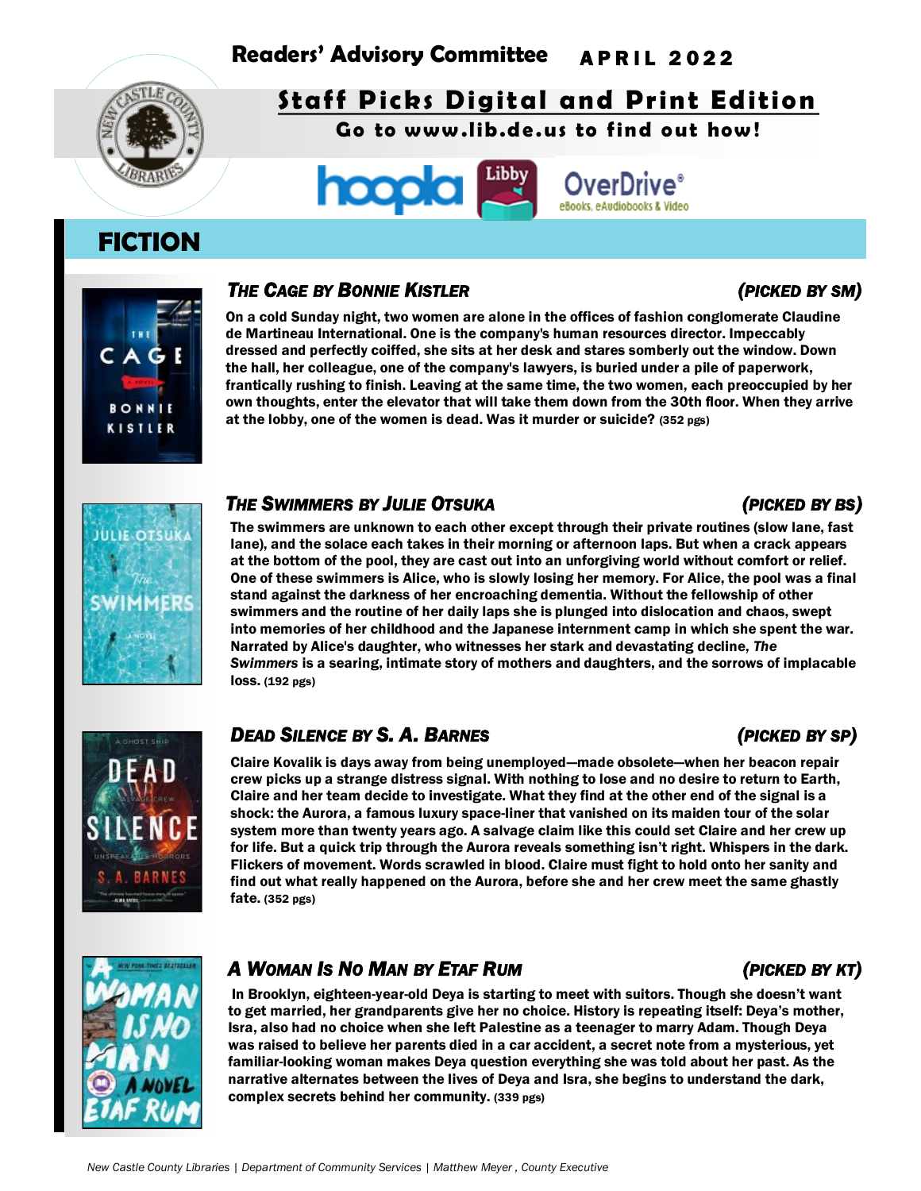# Readers' Advisory Committee APRIL 2022

## Staff Picks Digital and Print Edition

**Go to www.lib.de.us to find out how!**

## FICTION

### *THE CAGE BY BONNIE KISTLER* (PICKED BY SM)

**On a cold Sunday night, two women are alone in the offices of fashion conglomerate Claudine de Martineau International. One is the company's human resources director. Impeccably dressed and perfectly coiffed, she sits at her desk and stares somberly out the window. Down the hall, her colleague, one of the company's lawyers, is buried under a pile of paperwork, frantically rushing to finish. Leaving at the same time, the two women, each preoccupied by her own thoughts, enter the elevator that will take them down from the 30th floor. When they arrive at the lobby, one of the women is dead. Was it murder or suicide?** (352 pgs)

### *THE SWIMMERS BY JULIE OTSUKA* (PICKED BY BS)

**The swimmers are unknown to each other except through their private routines (slow lane, fast lane), and the solace each takes in their morning or afternoon laps. But when a crack appears at the bottom of the pool, they are cast out into an unforgiving world without comfort or relief. One of these swimmers is Alice, who is slowly losing her memory. For Alice, the pool was a final stand against the darkness of her encroaching dementia. Without the fellowship of other swimmers and the routine of her daily laps she is plunged into dislocation and chaos, swept into memories of her childhood and the Japanese internment camp in which she spent the war. Narrated by Alice's daughter, who witnesses her stark and devastating decline, *The Swimmers* is a searing, intimate story of mothers and daughters, and the sorrows of implacable loss.** (192 pgs)

### *DEAD SILENCE BY S. A. BARNES* (PICKED BY SP)

**Claire Kovalik is days away from being unemployed—made obsolete—when her beacon repair crew picks up a strange distress signal. With nothing to lose and no desire to return to Earth, Claire and her team decide to investigate. What they find at the other end of the signal is a shock: the Aurora, a famous luxury space-liner that vanished on its maiden tour of the solar system more than twenty years ago. A salvage claim like this could set Claire and her crew up for life. But a quick trip through the Aurora reveals something isn't right. Whispers in the dark. Flickers of movement. Words scrawled in blood. Claire must fight to hold onto her sanity and find out what really happened on the Aurora, before she and her crew meet the same ghastly fate.** (352 pgs)

### *A WOMAN IS NO MAN BY ETAF RUM* (PICKED BY KT)

**In Brooklyn, eighteen-year-old Deya is starting to meet with suitors. Though she doesn't want to get married, her grandparents give her no choice. History is repeating itself: Deya's mother, Isra, also had no choice when she left Palestine as a teenager to marry Adam. Though Deya was raised to believe her parents died in a car accident, a secret note from a mysterious, yet familiar-looking woman makes Deya question everything she was told about her past. As the narrative alternates between the lives of Deya and Isra, she begins to understand the dark, complex secrets behind her community.** (339 pgs)

*New Castle County Libraries | Department of Community Services | Matthew Meyer , County Executive*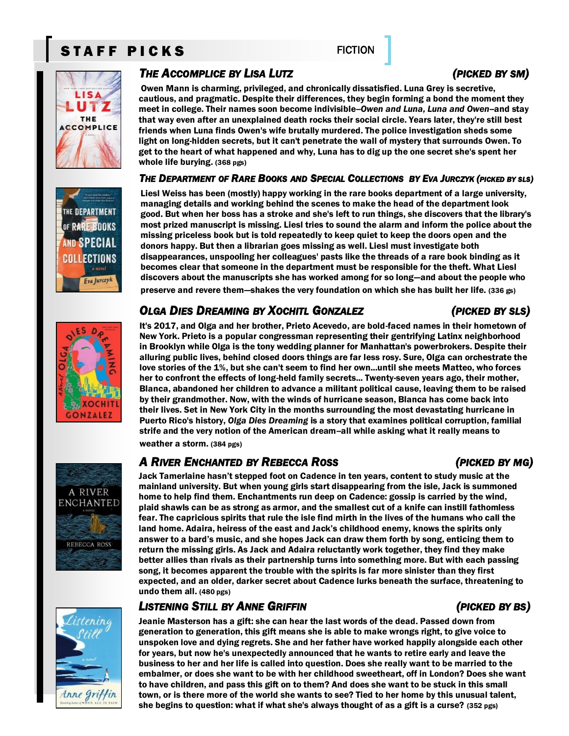# STAFF PICKS

FICTION

### *The Accomplice by Lisa Lutz* *(Picked by SM)*

**Owen Mann is charming, privileged, and chronically dissatisfied. Luna Grey is secretive, cautious, and pragmatic. Despite their differences, they begin forming a bond the moment they meet in college. Their names soon become indivisible–*Owen and Luna, Luna and Owen*–and stay that way even after an unexplained death rocks their social circle. Years later, they're still best friends when Luna finds Owen's wife brutally murdered. The police investigation sheds some light on long-hidden secrets, but it can't penetrate the wall of mystery that surrounds Owen. To get to the heart of what happened and why, Luna has to dig up the one secret she's spent her whole life burying. (368 pgs)**

### *The Department of Rare Books and Special Collections by Eva Jurczyk* *(Picked by SLS)*

**Liesl Weiss has been (mostly) happy working in the rare books department of a large university, managing details and working behind the scenes to make the head of the department look good. But when her boss has a stroke and she's left to run things, she discovers that the library's most prized manuscript is missing. Liesl tries to sound the alarm and inform the police about the missing priceless book but is told repeatedly to keep quiet to keep the doors open and the donors happy. But then a librarian goes missing as well. Liesl must investigate both disappearances, unspooling her colleagues' pasts like the threads of a rare book binding as it becomes clear that someone in the department must be responsible for the theft. What Liesl discovers about the manuscripts she has worked among for so long—and about the people who preserve and revere them—shakes the very foundation on which she has built her life. (336 gs)**

### *Olga Dies Dreaming by Xochitl Gonzalez* *(Picked by SLS)*

**It's 2017, and Olga and her brother, Prieto Acevedo, are bold-faced names in their hometown of New York. Prieto is a popular congressman representing their gentrifying Latinx neighborhood in Brooklyn while Olga is the tony wedding planner for Manhattan's powerbrokers. Despite their alluring public lives, behind closed doors things are far less rosy. Sure, Olga can orchestrate the love stories of the 1%, but she can't seem to find her own...until she meets Matteo, who forces her to confront the effects of long-held family secrets... Twenty-seven years ago, their mother, Blanca, abandoned her children to advance a militant political cause, leaving them to be raised by their grandmother. Now, with the winds of hurricane season, Blanca has come back into their lives. Set in New York City in the months surrounding the most devastating hurricane in Puerto Rico's history, *Olga Dies Dreaming* is a story that examines political corruption, familial strife and the very notion of the American dream–all while asking what it really means to weather a storm. (384 pgs)**

### *A River Enchanted by Rebecca Ross* *(Picked by MG)*

**Jack Tamerlaine hasn't stepped foot on Cadence in ten years, content to study music at the mainland university. But when young girls start disappearing from the isle, Jack is summoned home to help find them. Enchantments run deep on Cadence: gossip is carried by the wind, plaid shawls can be as strong as armor, and the smallest cut of a knife can instill fathomless fear. The capricious spirits that rule the isle find mirth in the lives of the humans who call the land home. Adaira, heiress of the east and Jack's childhood enemy, knows the spirits only answer to a bard's music, and she hopes Jack can draw them forth by song, enticing them to return the missing girls. As Jack and Adaira reluctantly work together, they find they make better allies than rivals as their partnership turns into something more. But with each passing song, it becomes apparent the trouble with the spirits is far more sinister than they first expected, and an older, darker secret about Cadence lurks beneath the surface, threatening to undo them all. (480 pgs)**

### *Listening Still by Anne Griffin* *(Picked by BS)*

**Jeanie Masterson has a gift: she can hear the last words of the dead. Passed down from generation to generation, this gift means she is able to make wrongs right, to give voice to unspoken love and dying regrets. She and her father have worked happily alongside each other for years, but now he's unexpectedly announced that he wants to retire early and leave the business to her and her life is called into question. Does she really want to be married to the embalmer, or does she want to be with her childhood sweetheart, off in London? Does she want to have children, and pass this gift on to them? And does she want to be stuck in this small town, or is there more of the world she wants to see? Tied to her home by this unusual talent, she begins to question: what if what she's always thought of as a gift is a curse? (352 pgs)**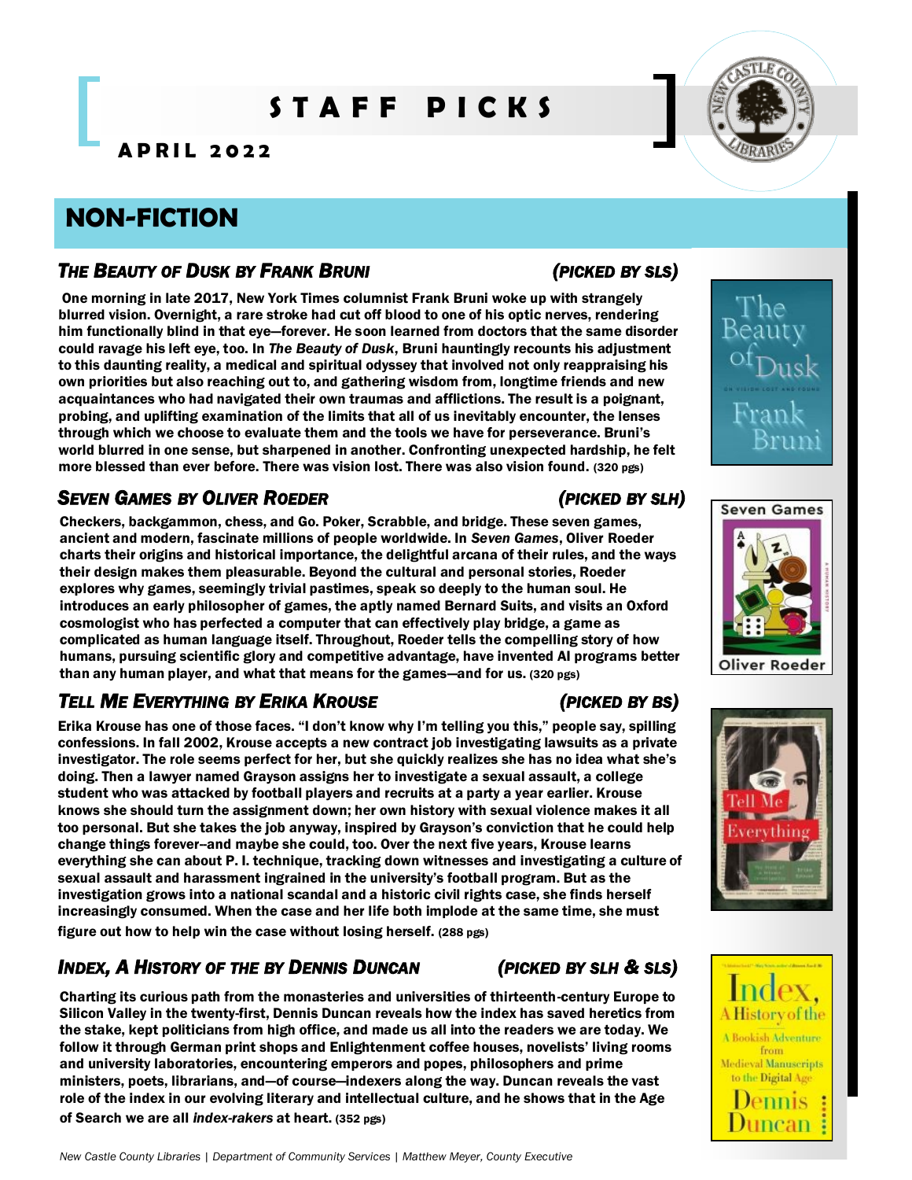# STAFF PICKS

## APRIL 2022

## NON-FICTION

### *THE BEAUTY OF DUSK BY FRANK BRUNI* (PICKED BY SLS)

**One morning in late 2017, New York Times columnist Frank Bruni woke up with strangely blurred vision. Overnight, a rare stroke had cut off blood to one of his optic nerves, rendering him functionally blind in that eye—forever. He soon learned from doctors that the same disorder could ravage his left eye, too. In *The Beauty of Dusk*, Bruni hauntingly recounts his adjustment to this daunting reality, a medical and spiritual odyssey that involved not only reappraising his own priorities but also reaching out to, and gathering wisdom from, longtime friends and new acquaintances who had navigated their own traumas and afflictions. The result is a poignant, probing, and uplifting examination of the limits that all of us inevitably encounter, the lenses through which we choose to evaluate them and the tools we have for perseverance. Bruni's world blurred in one sense, but sharpened in another. Confronting unexpected hardship, he felt more blessed than ever before. There was vision lost. There was also vision found. (320 pgs)**

### *SEVEN GAMES BY OLIVER ROEDER* (PICKED BY SLH)

**Checkers, backgammon, chess, and Go. Poker, Scrabble, and bridge. These seven games, ancient and modern, fascinate millions of people worldwide. In *Seven Games*, Oliver Roeder charts their origins and historical importance, the delightful arcana of their rules, and the ways their design makes them pleasurable. Beyond the cultural and personal stories, Roeder explores why games, seemingly trivial pastimes, speak so deeply to the human soul. He introduces an early philosopher of games, the aptly named Bernard Suits, and visits an Oxford cosmologist who has perfected a computer that can effectively play bridge, a game as complicated as human language itself. Throughout, Roeder tells the compelling story of how humans, pursuing scientific glory and competitive advantage, have invented AI programs better than any human player, and what that means for the games—and for us. (320 pgs)**

### *TELL ME EVERYTHING BY ERIKA KROUSE* (PICKED BY BS)

**Erika Krouse has one of those faces. "I don't know why I'm telling you this," people say, spilling confessions. In fall 2002, Krouse accepts a new contract job investigating lawsuits as a private investigator. The role seems perfect for her, but she quickly realizes she has no idea what she's doing. Then a lawyer named Grayson assigns her to investigate a sexual assault, a college student who was attacked by football players and recruits at a party a year earlier. Krouse knows she should turn the assignment down; her own history with sexual violence makes it all too personal. But she takes the job anyway, inspired by Grayson's conviction that he could help change things forever--and maybe she could, too. Over the next five years, Krouse learns everything she can about P. I. technique, tracking down witnesses and investigating a culture of sexual assault and harassment ingrained in the university's football program. But as the investigation grows into a national scandal and a historic civil rights case, she finds herself increasingly consumed. When the case and her life both implode at the same time, she must figure out how to help win the case without losing herself. (288 pgs)**

### *INDEX, A HISTORY OF THE BY DENNIS DUNCAN* (PICKED BY SLH & SLS)

**Charting its curious path from the monasteries and universities of thirteenth-century Europe to Silicon Valley in the twenty-first, Dennis Duncan reveals how the index has saved heretics from the stake, kept politicians from high office, and made us all into the readers we are today. We follow it through German print shops and Enlightenment coffee houses, novelists' living rooms and university laboratories, encountering emperors and popes, philosophers and prime ministers, poets, librarians, and—of course—indexers along the way. Duncan reveals the vast role of the index in our evolving literary and intellectual culture, and he shows that in the Age of Search we are all *index-rakers* at heart. (352 pgs)**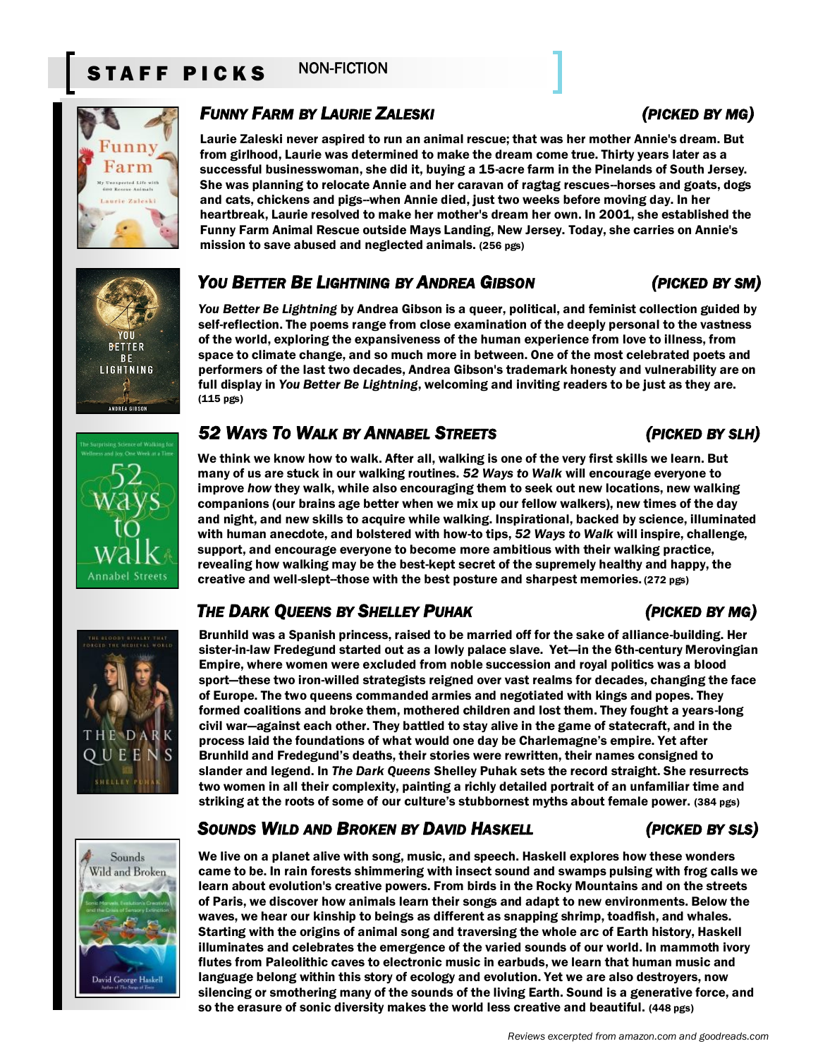# STAFF PICKS NON-FICTION

## *FUNNY FARM BY LAURIE ZALESKI* *(PICKED BY MG)*

**Laurie Zaleski never aspired to run an animal rescue; that was her mother Annie's dream. But from girlhood, Laurie was determined to make the dream come true. Thirty years later as a successful businesswoman, she did it, buying a 15-acre farm in the Pinelands of South Jersey. She was planning to relocate Annie and her caravan of ragtag rescues--horses and goats, dogs and cats, chickens and pigs--when Annie died, just two weeks before moving day. In her heartbreak, Laurie resolved to make her mother's dream her own. In 2001, she established the Funny Farm Animal Rescue outside Mays Landing, New Jersey. Today, she carries on Annie's mission to save abused and neglected animals. (256 pgs)**

## *YOU BETTER BE LIGHTNING BY ANDREA GIBSON* *(PICKED BY SM)*

***You Better Be Lightning* by Andrea Gibson is a queer, political, and feminist collection guided by self-reflection. The poems range from close examination of the deeply personal to the vastness of the world, exploring the expansiveness of the human experience from love to illness, from space to climate change, and so much more in between. One of the most celebrated poets and performers of the last two decades, Andrea Gibson's trademark honesty and vulnerability are on full display in *You Better Be Lightning*, welcoming and inviting readers to be just as they are. (115 pgs)**

## *52 WAYS TO WALK BY ANNABEL STREETS* *(PICKED BY SLH)*

**We think we know how to walk. After all, walking is one of the very first skills we learn. But many of us are stuck in our walking routines. *52 Ways to Walk* will encourage everyone to improve *how* they walk, while also encouraging them to seek out new locations, new walking companions (our brains age better when we mix up our fellow walkers), new times of the day and night, and new skills to acquire while walking. Inspirational, backed by science, illuminated with human anecdote, and bolstered with how-to tips, *52 Ways to Walk* will inspire, challenge, support, and encourage everyone to become more ambitious with their walking practice, revealing how walking may be the best-kept secret of the supremely healthy and happy, the creative and well-slept--those with the best posture and sharpest memories. (272 pgs)**

## *THE DARK QUEENS BY SHELLEY PUHAK* *(PICKED BY MG)*

**Brunhild was a Spanish princess, raised to be married off for the sake of alliance-building. Her sister-in-law Fredegund started out as a lowly palace slave. Yet—in the 6th-century Merovingian Empire, where women were excluded from noble succession and royal politics was a blood sport—these two iron-willed strategists reigned over vast realms for decades, changing the face of Europe. The two queens commanded armies and negotiated with kings and popes. They formed coalitions and broke them, mothered children and lost them. They fought a years-long civil war—against each other. They battled to stay alive in the game of statecraft, and in the process laid the foundations of what would one day be Charlemagne's empire. Yet after Brunhild and Fredegund's deaths, their stories were rewritten, their names consigned to slander and legend. In *The Dark Queens* Shelley Puhak sets the record straight. She resurrects two women in all their complexity, painting a richly detailed portrait of an unfamiliar time and striking at the roots of some of our culture's stubbornest myths about female power. (384 pgs)**

## *SOUNDS WILD AND BROKEN BY DAVID HASKELL* *(PICKED BY SLS)*

**We live on a planet alive with song, music, and speech. Haskell explores how these wonders came to be. In rain forests shimmering with insect sound and swamps pulsing with frog calls we learn about evolution's creative powers. From birds in the Rocky Mountains and on the streets of Paris, we discover how animals learn their songs and adapt to new environments. Below the waves, we hear our kinship to beings as different as snapping shrimp, toadfish, and whales. Starting with the origins of animal song and traversing the whole arc of Earth history, Haskell illuminates and celebrates the emergence of the varied sounds of our world. In mammoth ivory flutes from Paleolithic caves to electronic music in earbuds, we learn that human music and language belong within this story of ecology and evolution. Yet we are also destroyers, now silencing or smothering many of the sounds of the living Earth. Sound is a generative force, and so the erasure of sonic diversity makes the world less creative and beautiful. (448 pgs)**

*Reviews excerpted from amazon.com and goodreads.com*